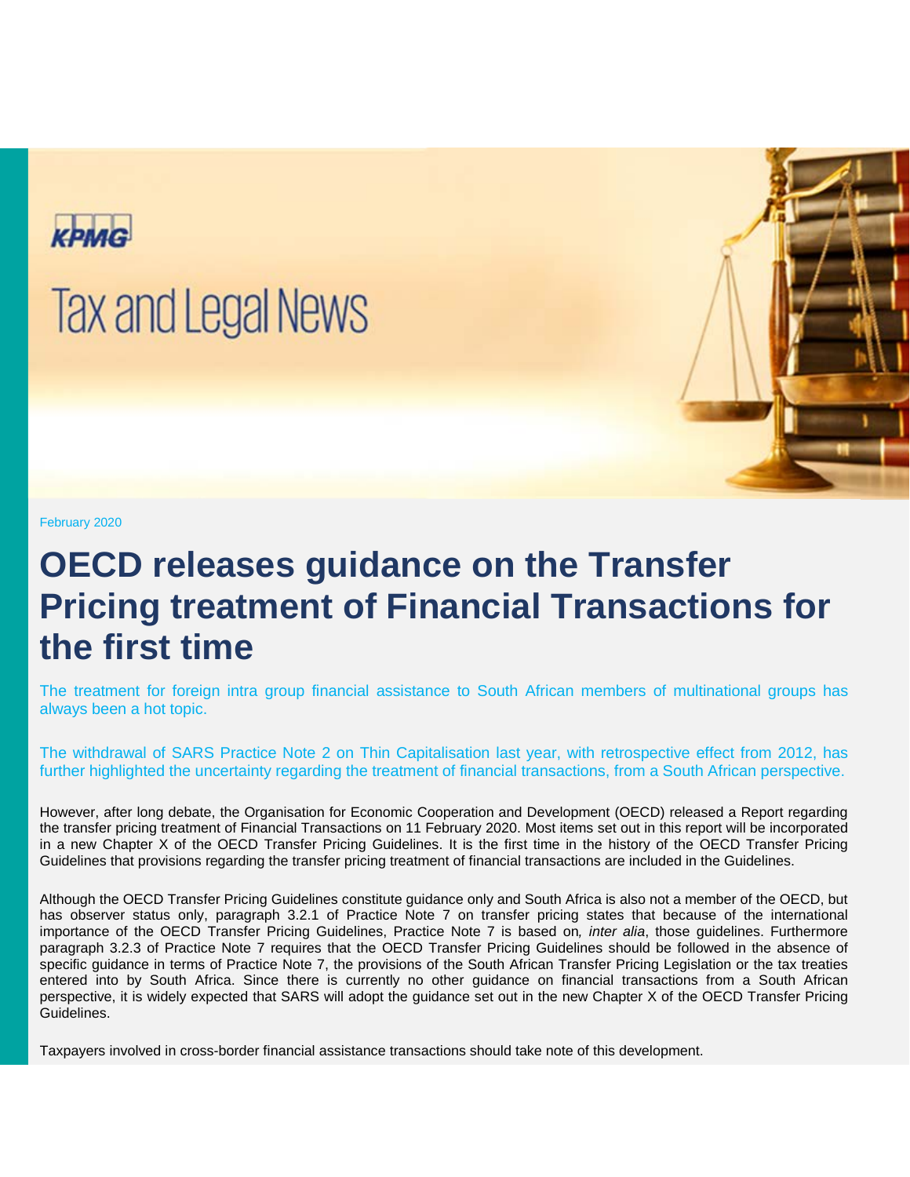KPMG

Tax and Legal News

February 2020

# OECD releases guidance on the Transfer Pricing treatment of Financial Transactions for the first time

The treatment for foreign intra group financial assistance to South African members of multinational groups has always been a hot topic.

The withdrawal of SARS Practice Note 2 on Thin Capitalisation last year, with retrospective effect from 2012, has further highlighted the uncertainty regarding the treatment of financial transactions, from a South African perspective.

However, after long debate, the Organisation for Economic Cooperation and Development (OECD) released a Report regarding the transfer pricing treatment of Financial Transactions on 11 February 2020. Most items set out in this report will be incorporated in a new Chapter X of the OECD Transfer Pricing Guidelines. It is the first time in the history of the OECD Transfer Pricing Guidelines that provisions regarding the transfer pricing treatment of financial transactions are included in the Guidelines.

Although the OECD Transfer Pricing Guidelines constitute guidance only and South Africa is also not a member of the OECD, but has observer status only, paragraph 3.2.1 of Practice Note 7 on transfer pricing states that because of the international importance of the OECD Transfer Pricing Guidelines, Practice Note 7 is based on*, inter alia*, those guidelines. Furthermore paragraph 3.2.3 of Practice Note 7 requires that the OECD Transfer Pricing Guidelines should be followed in the absence of specific guidance in terms of Practice Note 7, the provisions of the South African Transfer Pricing Legislation or the tax treaties entered into by South Africa. Since there is currently no other guidance on financial transactions from a South African perspective, it is widely expected that SARS will adopt the guidance set out in the new Chapter X of the OECD Transfer Pricing Guidelines.

Taxpayers involved in cross-border financial assistance transactions should take note of this development.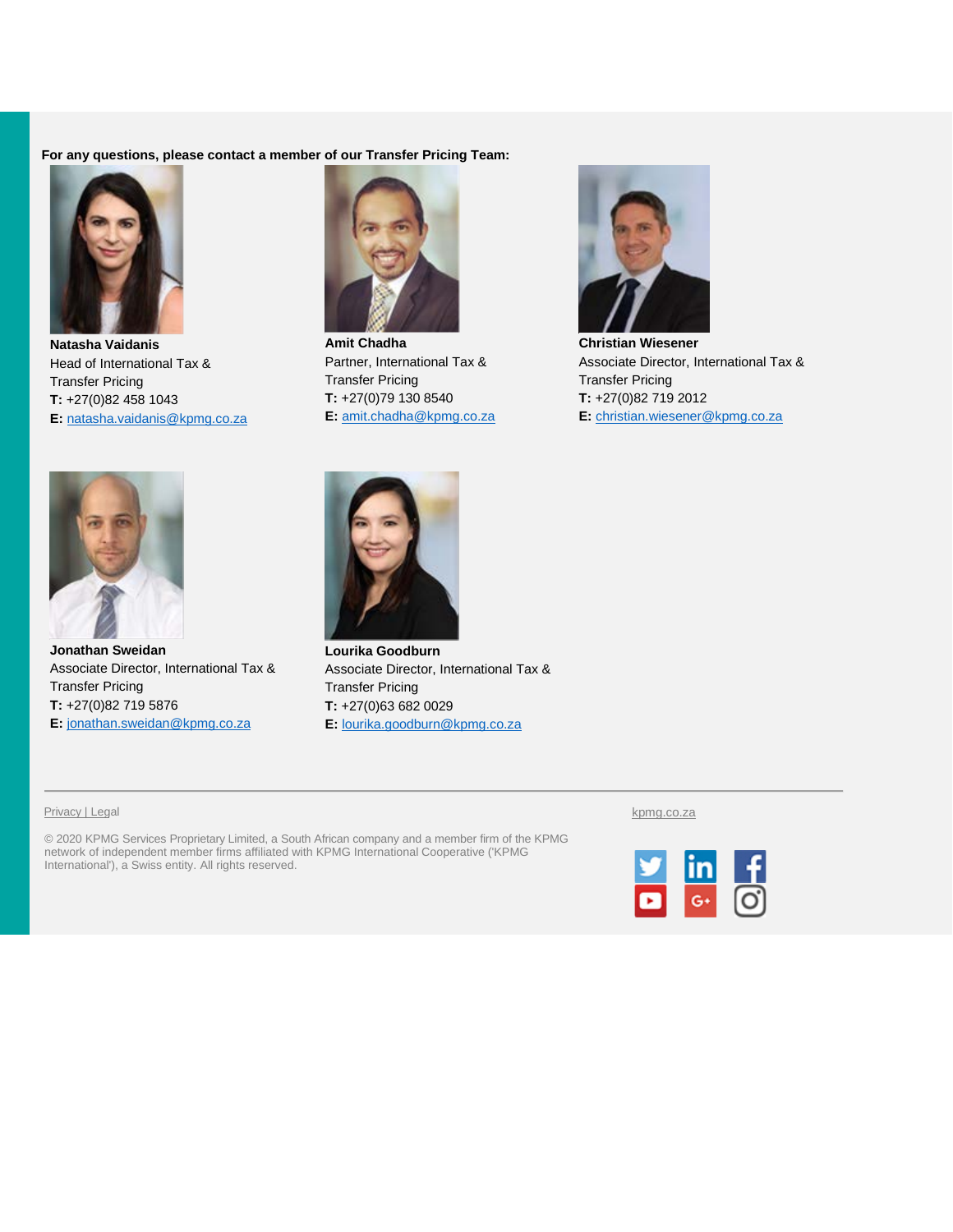**For any questions, please contact a member of our Transfer Pricing Team:**

**Natasha Vaidanis**
Head of International Tax & Transfer Pricing
**T:** +27(0)82 458 1043
**E:** natasha.vaidanis@kpmg.co.za

**Amit Chadha**
Partner, International Tax & Transfer Pricing
**T:** +27(0)79 130 8540
**E:** amit.chadha@kpmg.co.za

**Christian Wiesener**
Associate Director, International Tax & Transfer Pricing
**T:** +27(0)82 719 2012
**E:** christian.wiesener@kpmg.co.za

**Jonathan Sweidan**
Associate Director, International Tax & Transfer Pricing
**T:** +27(0)82 719 5876
**E:** jonathan.sweidan@kpmg.co.za

**Lourika Goodburn**
Associate Director, International Tax & Transfer Pricing
**T:** +27(0)63 682 0029
**E:** lourika.goodburn@kpmg.co.za

---

Privacy | Legal

kpmg.co.za

© 2020 KPMG Services Proprietary Limited, a South African company and a member firm of the KPMG network of independent member firms affiliated with KPMG International Cooperative ('KPMG International'), a Swiss entity. All rights reserved.